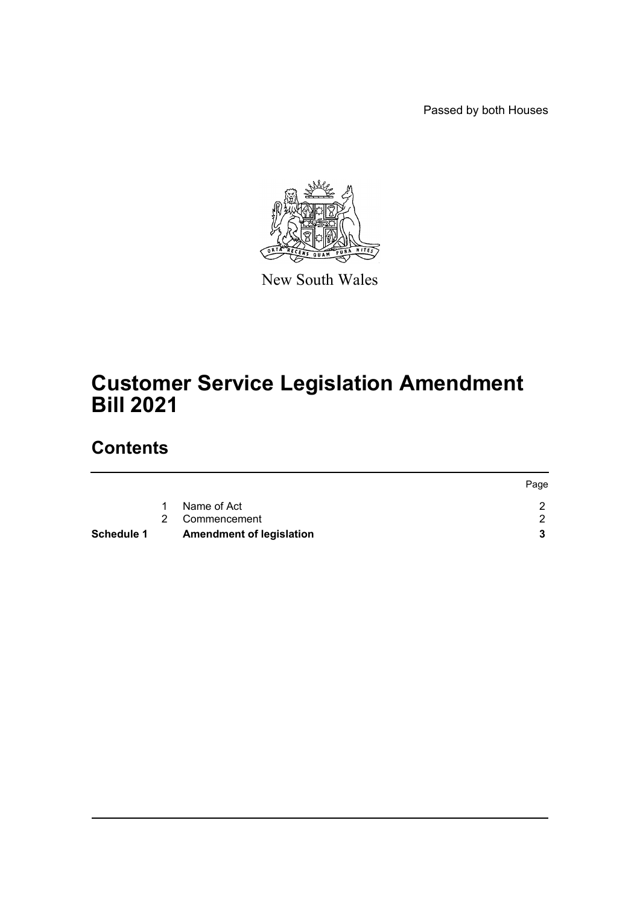Passed by both Houses

New South Wales

# Customer Service Legislation Amendment Bill 2021

## Contents

| | | | Page |
|---|---|---|---|
| | 1 | Name of Act | 2 |
| | 2 | Commencement | 2 |
| **Schedule 1** | | **Amendment of legislation** | **3** |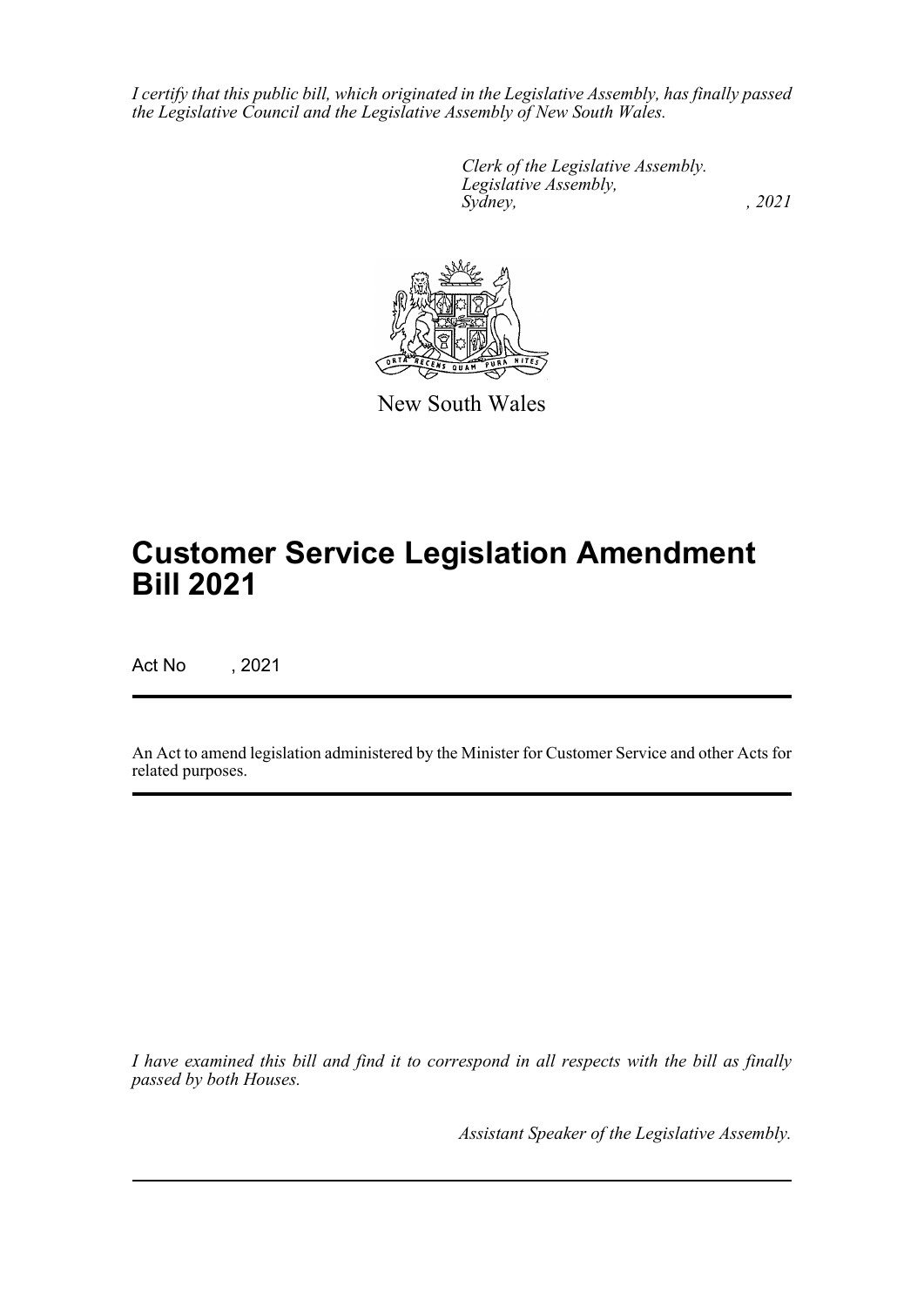*I certify that this public bill, which originated in the Legislative Assembly, has finally passed the Legislative Council and the Legislative Assembly of New South Wales.*

*Clerk of the Legislative Assembly.*
*Legislative Assembly,*
*Sydney, , 2021*

New South Wales

# Customer Service Legislation Amendment Bill 2021

Act No , 2021

An Act to amend legislation administered by the Minister for Customer Service and other Acts for related purposes.

*I have examined this bill and find it to correspond in all respects with the bill as finally passed by both Houses.*

*Assistant Speaker of the Legislative Assembly.*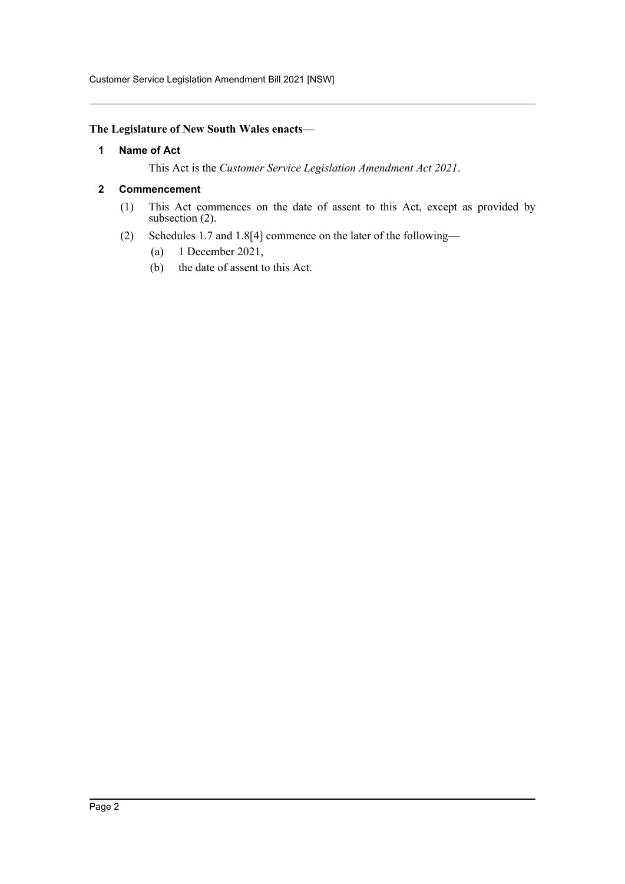**The Legislature of New South Wales enacts—**

## 1 Name of Act

This Act is the *Customer Service Legislation Amendment Act 2021*.

## 2 Commencement

(1) This Act commences on the date of assent to this Act, except as provided by subsection (2).

(2) Schedules 1.7 and 1.8[4] commence on the later of the following—

(a) 1 December 2021,

(b) the date of assent to this Act.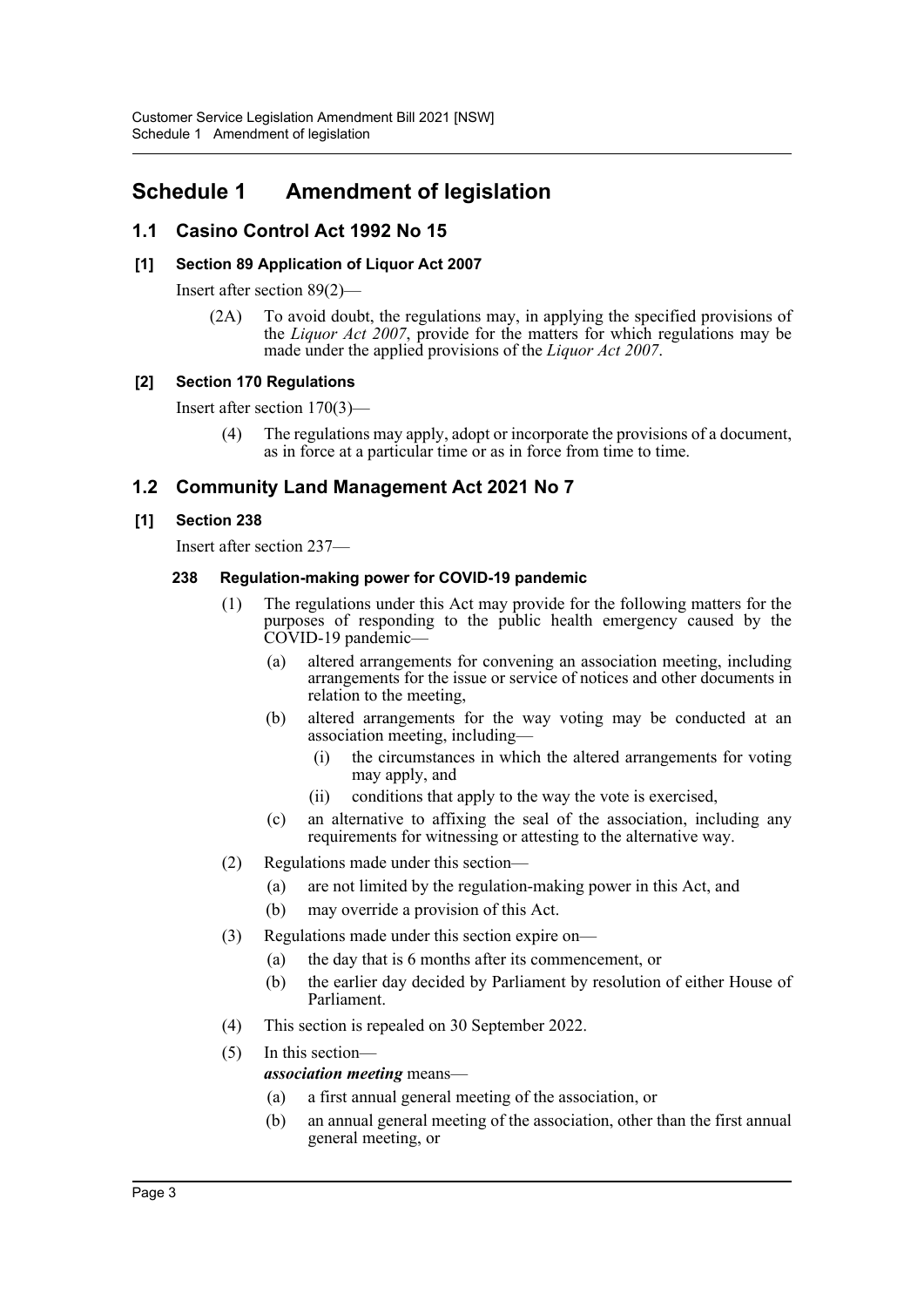# Schedule 1 Amendment of legislation

## 1.1 Casino Control Act 1992 No 15

### [1] Section 89 Application of Liquor Act 2007

Insert after section 89(2)—

(2A) To avoid doubt, the regulations may, in applying the specified provisions of the *Liquor Act 2007*, provide for the matters for which regulations may be made under the applied provisions of the *Liquor Act 2007*.

### [2] Section 170 Regulations

Insert after section 170(3)—

(4) The regulations may apply, adopt or incorporate the provisions of a document, as in force at a particular time or as in force from time to time.

## 1.2 Community Land Management Act 2021 No 7

### [1] Section 238

Insert after section 237—

#### 238 Regulation-making power for COVID-19 pandemic

(1) The regulations under this Act may provide for the following matters for the purposes of responding to the public health emergency caused by the COVID-19 pandemic—

(a) altered arrangements for convening an association meeting, including arrangements for the issue or service of notices and other documents in relation to the meeting,

(b) altered arrangements for the way voting may be conducted at an association meeting, including—

(i) the circumstances in which the altered arrangements for voting may apply, and

(ii) conditions that apply to the way the vote is exercised,

(c) an alternative to affixing the seal of the association, including any requirements for witnessing or attesting to the alternative way.

(2) Regulations made under this section—

(a) are not limited by the regulation-making power in this Act, and

(b) may override a provision of this Act.

(3) Regulations made under this section expire on—

(a) the day that is 6 months after its commencement, or

(b) the earlier day decided by Parliament by resolution of either House of Parliament.

(4) This section is repealed on 30 September 2022.

(5) In this section—

***association meeting*** means—

(a) a first annual general meeting of the association, or

(b) an annual general meeting of the association, other than the first annual general meeting, or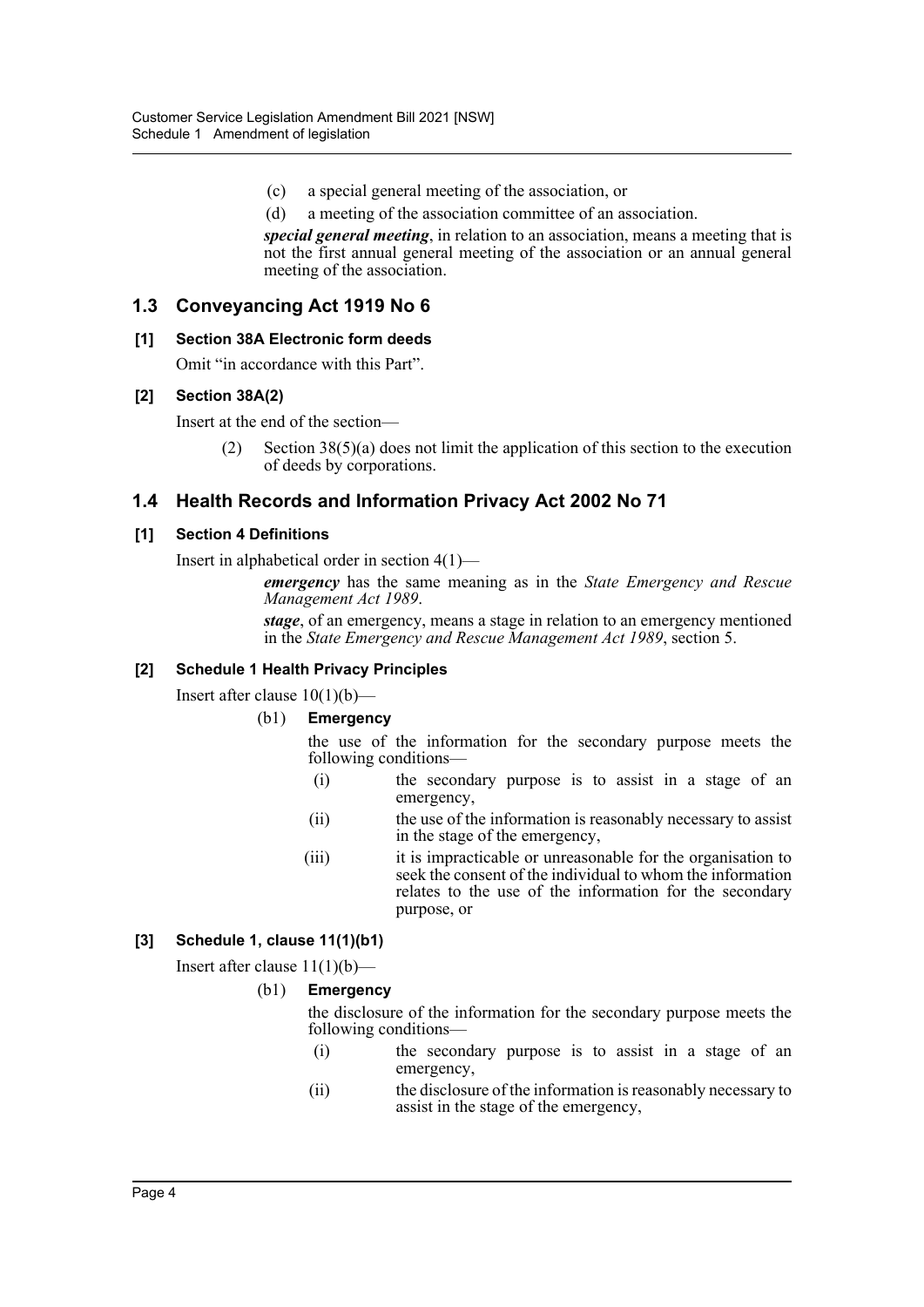(c) a special general meeting of the association, or

(d) a meeting of the association committee of an association.

***special general meeting***, in relation to an association, means a meeting that is not the first annual general meeting of the association or an annual general meeting of the association.

## 1.3 Conveyancing Act 1919 No 6

### [1] Section 38A Electronic form deeds

Omit "in accordance with this Part".

### [2] Section 38A(2)

Insert at the end of the section—

(2) Section 38(5)(a) does not limit the application of this section to the execution of deeds by corporations.

## 1.4 Health Records and Information Privacy Act 2002 No 71

### [1] Section 4 Definitions

Insert in alphabetical order in section 4(1)—

***emergency*** has the same meaning as in the *State Emergency and Rescue Management Act 1989*.

***stage***, of an emergency, means a stage in relation to an emergency mentioned in the *State Emergency and Rescue Management Act 1989*, section 5.

### [2] Schedule 1 Health Privacy Principles

Insert after clause 10(1)(b)—

(b1) **Emergency**

the use of the information for the secondary purpose meets the following conditions—

(i) the secondary purpose is to assist in a stage of an emergency,

(ii) the use of the information is reasonably necessary to assist in the stage of the emergency,

(iii) it is impracticable or unreasonable for the organisation to seek the consent of the individual to whom the information relates to the use of the information for the secondary purpose, or

### [3] Schedule 1, clause 11(1)(b1)

Insert after clause 11(1)(b)—

(b1) **Emergency**

the disclosure of the information for the secondary purpose meets the following conditions—

(i) the secondary purpose is to assist in a stage of an emergency,

(ii) the disclosure of the information is reasonably necessary to assist in the stage of the emergency,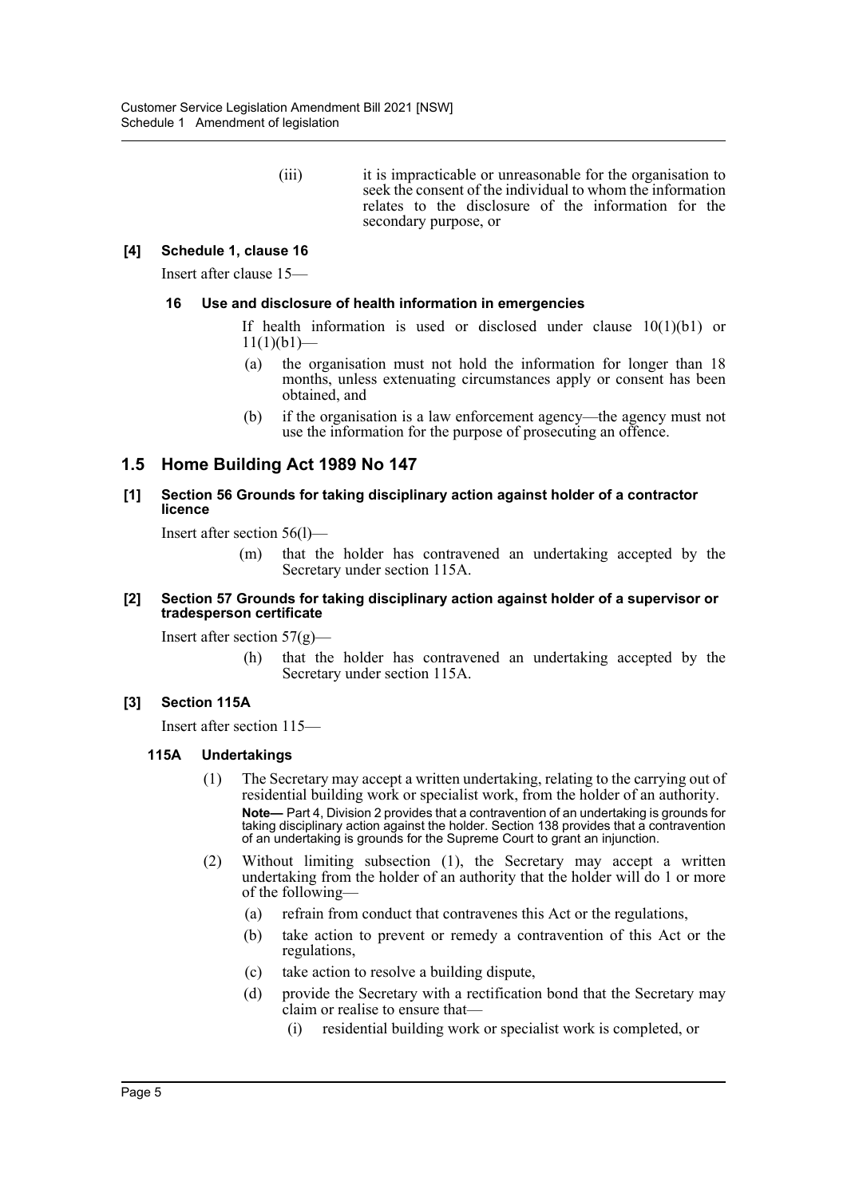(iii) it is impracticable or unreasonable for the organisation to seek the consent of the individual to whom the information relates to the disclosure of the information for the secondary purpose, or

**[4] Schedule 1, clause 16**

Insert after clause 15—

**16 Use and disclosure of health information in emergencies**

If health information is used or disclosed under clause 10(1)(b1) or 11(1)(b1)—

(a) the organisation must not hold the information for longer than 18 months, unless extenuating circumstances apply or consent has been obtained, and

(b) if the organisation is a law enforcement agency—the agency must not use the information for the purpose of prosecuting an offence.

## 1.5 Home Building Act 1989 No 147

**[1] Section 56 Grounds for taking disciplinary action against holder of a contractor licence**

Insert after section 56(l)—

(m) that the holder has contravened an undertaking accepted by the Secretary under section 115A.

**[2] Section 57 Grounds for taking disciplinary action against holder of a supervisor or tradesperson certificate**

Insert after section 57(g)—

(h) that the holder has contravened an undertaking accepted by the Secretary under section 115A.

**[3] Section 115A**

Insert after section 115—

**115A Undertakings**

(1) The Secretary may accept a written undertaking, relating to the carrying out of residential building work or specialist work, from the holder of an authority.

**Note—** Part 4, Division 2 provides that a contravention of an undertaking is grounds for taking disciplinary action against the holder. Section 138 provides that a contravention of an undertaking is grounds for the Supreme Court to grant an injunction.

(2) Without limiting subsection (1), the Secretary may accept a written undertaking from the holder of an authority that the holder will do 1 or more of the following—

(a) refrain from conduct that contravenes this Act or the regulations,

(b) take action to prevent or remedy a contravention of this Act or the regulations,

(c) take action to resolve a building dispute,

(d) provide the Secretary with a rectification bond that the Secretary may claim or realise to ensure that—

(i) residential building work or specialist work is completed, or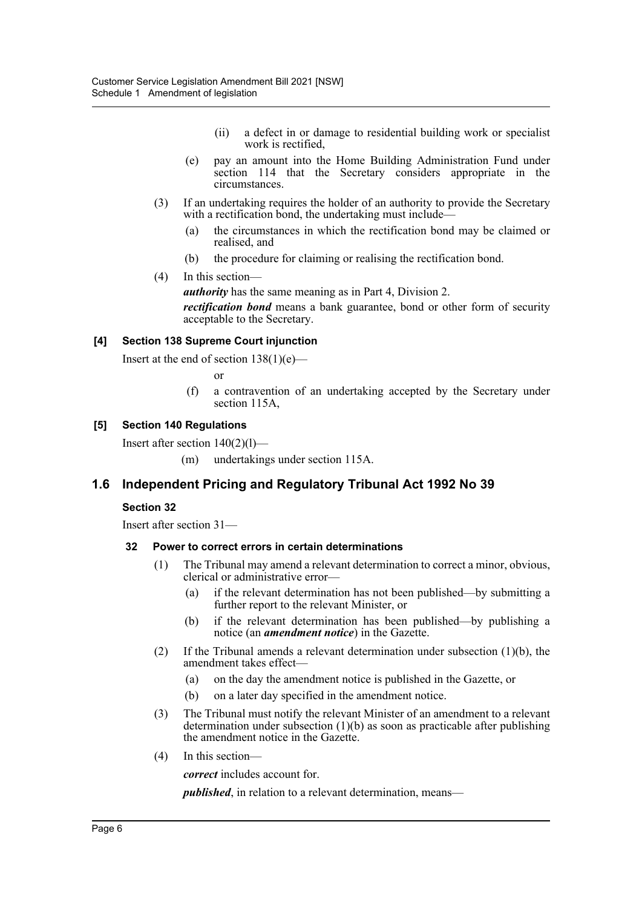(ii) a defect in or damage to residential building work or specialist work is rectified,

(e) pay an amount into the Home Building Administration Fund under section 114 that the Secretary considers appropriate in the circumstances.

(3) If an undertaking requires the holder of an authority to provide the Secretary with a rectification bond, the undertaking must include—

(a) the circumstances in which the rectification bond may be claimed or realised, and

(b) the procedure for claiming or realising the rectification bond.

(4) In this section—

***authority*** has the same meaning as in Part 4, Division 2.

***rectification bond*** means a bank guarantee, bond or other form of security acceptable to the Secretary.

#### [4] Section 138 Supreme Court injunction

Insert at the end of section 138(1)(e)—

or

(f) a contravention of an undertaking accepted by the Secretary under section 115A,

#### [5] Section 140 Regulations

Insert after section 140(2)(l)—

(m) undertakings under section 115A.

## 1.6 Independent Pricing and Regulatory Tribunal Act 1992 No 39

#### Section 32

Insert after section 31—

#### 32 Power to correct errors in certain determinations

(1) The Tribunal may amend a relevant determination to correct a minor, obvious, clerical or administrative error—

(a) if the relevant determination has not been published—by submitting a further report to the relevant Minister, or

(b) if the relevant determination has been published—by publishing a notice (an ***amendment notice***) in the Gazette.

(2) If the Tribunal amends a relevant determination under subsection (1)(b), the amendment takes effect—

(a) on the day the amendment notice is published in the Gazette, or

(b) on a later day specified in the amendment notice.

(3) The Tribunal must notify the relevant Minister of an amendment to a relevant determination under subsection (1)(b) as soon as practicable after publishing the amendment notice in the Gazette.

(4) In this section—

***correct*** includes account for.

***published***, in relation to a relevant determination, means—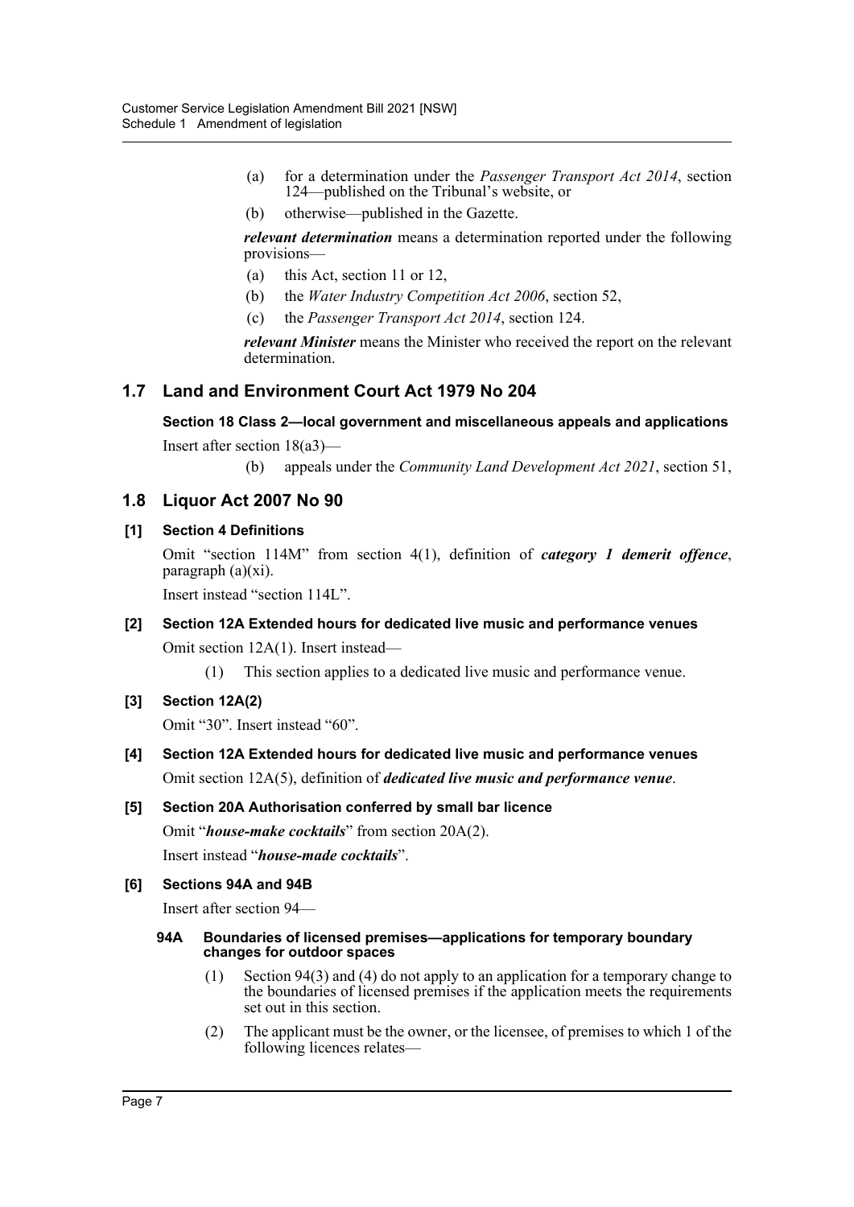(a) for a determination under the *Passenger Transport Act 2014*, section 124—published on the Tribunal's website, or

(b) otherwise—published in the Gazette.

***relevant determination*** means a determination reported under the following provisions—

(a) this Act, section 11 or 12,

(b) the *Water Industry Competition Act 2006*, section 52,

(c) the *Passenger Transport Act 2014*, section 124.

***relevant Minister*** means the Minister who received the report on the relevant determination.

## 1.7 Land and Environment Court Act 1979 No 204

**Section 18 Class 2—local government and miscellaneous appeals and applications**

Insert after section 18(a3)—

(b) appeals under the *Community Land Development Act 2021*, section 51,

## 1.8 Liquor Act 2007 No 90

**[1] Section 4 Definitions**

Omit "section 114M" from section 4(1), definition of ***category 1 demerit offence***, paragraph (a)(xi).

Insert instead "section 114L".

**[2] Section 12A Extended hours for dedicated live music and performance venues**

Omit section 12A(1). Insert instead—

(1) This section applies to a dedicated live music and performance venue.

**[3] Section 12A(2)**

Omit "30". Insert instead "60".

**[4] Section 12A Extended hours for dedicated live music and performance venues**

Omit section 12A(5), definition of ***dedicated live music and performance venue***.

**[5] Section 20A Authorisation conferred by small bar licence**

Omit "***house-make cocktails***" from section 20A(2).

Insert instead "***house-made cocktails***".

**[6] Sections 94A and 94B**

Insert after section 94—

**94A Boundaries of licensed premises—applications for temporary boundary changes for outdoor spaces**

(1) Section 94(3) and (4) do not apply to an application for a temporary change to the boundaries of licensed premises if the application meets the requirements set out in this section.

(2) The applicant must be the owner, or the licensee, of premises to which 1 of the following licences relates—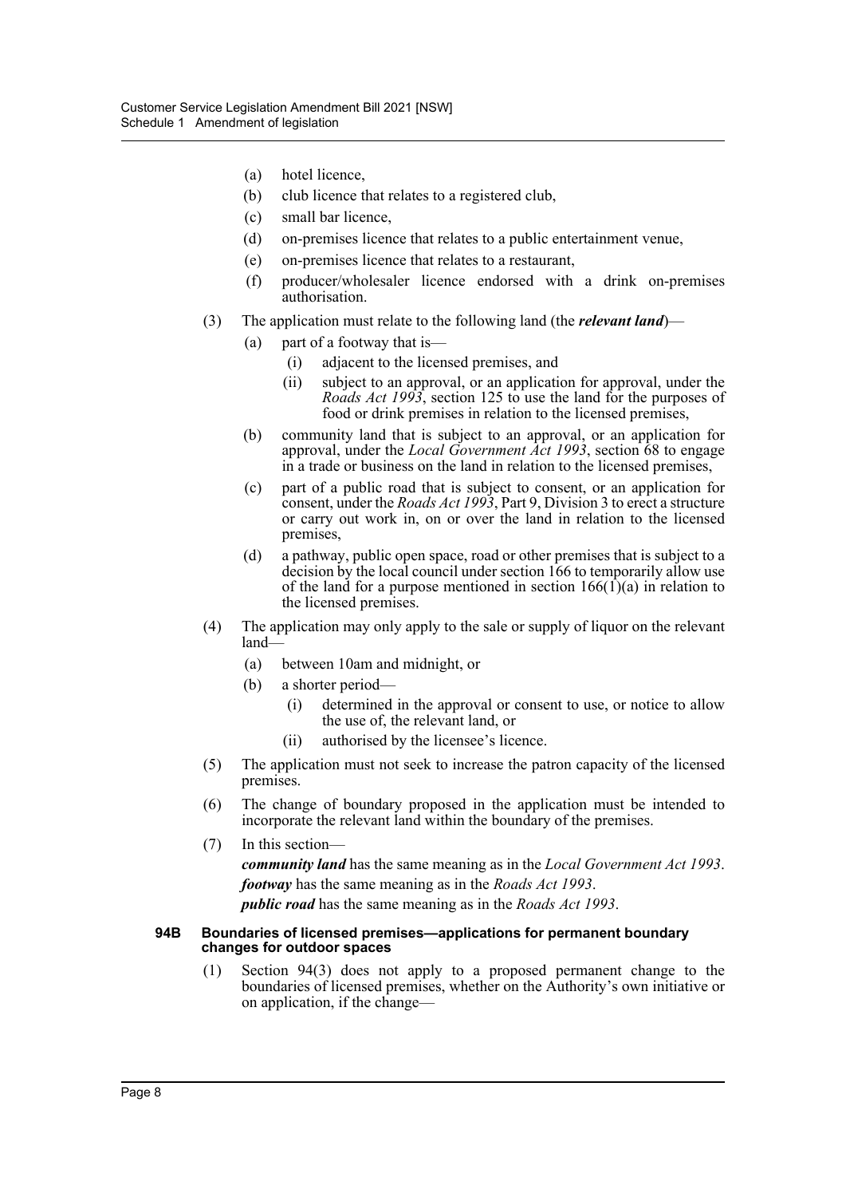(a) hotel licence,

(b) club licence that relates to a registered club,

(c) small bar licence,

(d) on-premises licence that relates to a public entertainment venue,

(e) on-premises licence that relates to a restaurant,

(f) producer/wholesaler licence endorsed with a drink on-premises authorisation.

(3) The application must relate to the following land (the ***relevant land***)—

(a) part of a footway that is—

(i) adjacent to the licensed premises, and

(ii) subject to an approval, or an application for approval, under the *Roads Act 1993*, section 125 to use the land for the purposes of food or drink premises in relation to the licensed premises,

(b) community land that is subject to an approval, or an application for approval, under the *Local Government Act 1993*, section 68 to engage in a trade or business on the land in relation to the licensed premises,

(c) part of a public road that is subject to consent, or an application for consent, under the *Roads Act 1993*, Part 9, Division 3 to erect a structure or carry out work in, on or over the land in relation to the licensed premises,

(d) a pathway, public open space, road or other premises that is subject to a decision by the local council under section 166 to temporarily allow use of the land for a purpose mentioned in section 166(1)(a) in relation to the licensed premises.

(4) The application may only apply to the sale or supply of liquor on the relevant land—

(a) between 10am and midnight, or

(b) a shorter period—

(i) determined in the approval or consent to use, or notice to allow the use of, the relevant land, or

(ii) authorised by the licensee's licence.

(5) The application must not seek to increase the patron capacity of the licensed premises.

(6) The change of boundary proposed in the application must be intended to incorporate the relevant land within the boundary of the premises.

(7) In this section—

***community land*** has the same meaning as in the *Local Government Act 1993*.

***footway*** has the same meaning as in the *Roads Act 1993*.

***public road*** has the same meaning as in the *Roads Act 1993*.

**94B Boundaries of licensed premises—applications for permanent boundary changes for outdoor spaces**

(1) Section 94(3) does not apply to a proposed permanent change to the boundaries of licensed premises, whether on the Authority's own initiative or on application, if the change—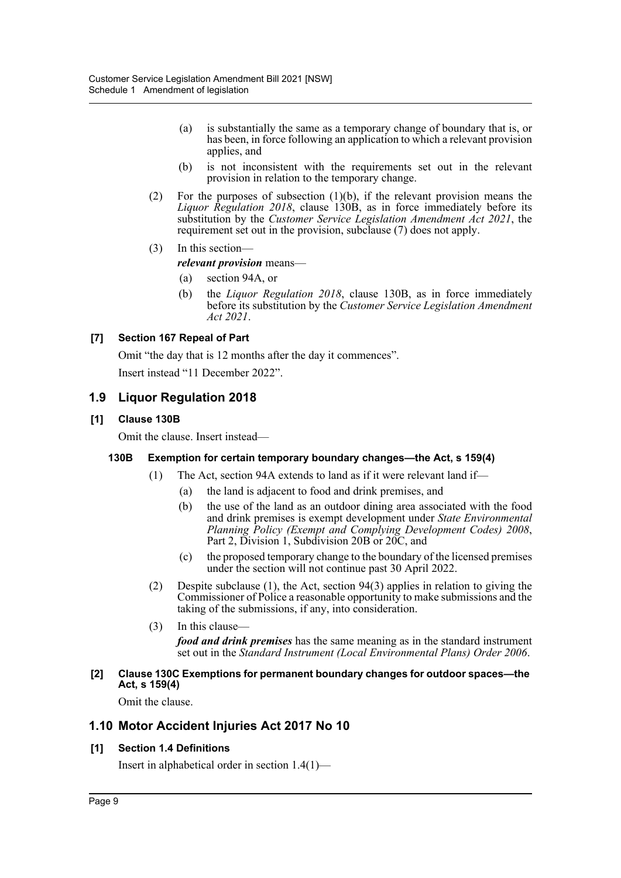(a) is substantially the same as a temporary change of boundary that is, or has been, in force following an application to which a relevant provision applies, and

(b) is not inconsistent with the requirements set out in the relevant provision in relation to the temporary change.

(2) For the purposes of subsection (1)(b), if the relevant provision means the *Liquor Regulation 2018*, clause 130B, as in force immediately before its substitution by the *Customer Service Legislation Amendment Act 2021*, the requirement set out in the provision, subclause (7) does not apply.

(3) In this section—

***relevant provision*** means—

(a) section 94A, or

(b) the *Liquor Regulation 2018*, clause 130B, as in force immediately before its substitution by the *Customer Service Legislation Amendment Act 2021*.

#### [7] Section 167 Repeal of Part

Omit "the day that is 12 months after the day it commences".

Insert instead "11 December 2022".

## 1.9 Liquor Regulation 2018

#### [1] Clause 130B

Omit the clause. Insert instead—

**130B Exemption for certain temporary boundary changes—the Act, s 159(4)**

(1) The Act, section 94A extends to land as if it were relevant land if—

(a) the land is adjacent to food and drink premises, and

(b) the use of the land as an outdoor dining area associated with the food and drink premises is exempt development under *State Environmental Planning Policy (Exempt and Complying Development Codes) 2008*, Part 2, Division 1, Subdivision 20B or 20C, and

(c) the proposed temporary change to the boundary of the licensed premises under the section will not continue past 30 April 2022.

(2) Despite subclause (1), the Act, section 94(3) applies in relation to giving the Commissioner of Police a reasonable opportunity to make submissions and the taking of the submissions, if any, into consideration.

(3) In this clause—

***food and drink premises*** has the same meaning as in the standard instrument set out in the *Standard Instrument (Local Environmental Plans) Order 2006*.

#### [2] Clause 130C Exemptions for permanent boundary changes for outdoor spaces—the Act, s 159(4)

Omit the clause.

## 1.10 Motor Accident Injuries Act 2017 No 10

#### [1] Section 1.4 Definitions

Insert in alphabetical order in section 1.4(1)—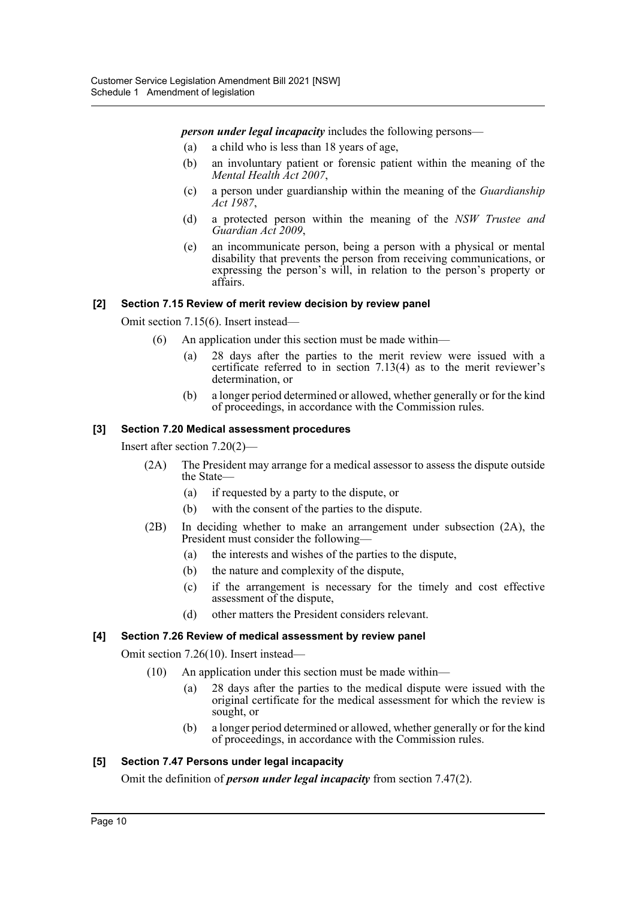***person under legal incapacity*** includes the following persons—

- (a) a child who is less than 18 years of age,
- (b) an involuntary patient or forensic patient within the meaning of the *Mental Health Act 2007*,
- (c) a person under guardianship within the meaning of the *Guardianship Act 1987*,
- (d) a protected person within the meaning of the *NSW Trustee and Guardian Act 2009*,
- (e) an incommunicate person, being a person with a physical or mental disability that prevents the person from receiving communications, or expressing the person's will, in relation to the person's property or affairs.

### [2] Section 7.15 Review of merit review decision by review panel

Omit section 7.15(6). Insert instead—

(6) An application under this section must be made within—

- (a) 28 days after the parties to the merit review were issued with a certificate referred to in section 7.13(4) as to the merit reviewer's determination, or
- (b) a longer period determined or allowed, whether generally or for the kind of proceedings, in accordance with the Commission rules.

### [3] Section 7.20 Medical assessment procedures

Insert after section 7.20(2)—

(2A) The President may arrange for a medical assessor to assess the dispute outside the State—

- (a) if requested by a party to the dispute, or
- (b) with the consent of the parties to the dispute.

(2B) In deciding whether to make an arrangement under subsection (2A), the President must consider the following—

- (a) the interests and wishes of the parties to the dispute,
- (b) the nature and complexity of the dispute,
- (c) if the arrangement is necessary for the timely and cost effective assessment of the dispute,
- (d) other matters the President considers relevant.

### [4] Section 7.26 Review of medical assessment by review panel

Omit section 7.26(10). Insert instead—

(10) An application under this section must be made within—

- (a) 28 days after the parties to the medical dispute were issued with the original certificate for the medical assessment for which the review is sought, or
- (b) a longer period determined or allowed, whether generally or for the kind of proceedings, in accordance with the Commission rules.

### [5] Section 7.47 Persons under legal incapacity

Omit the definition of ***person under legal incapacity*** from section 7.47(2).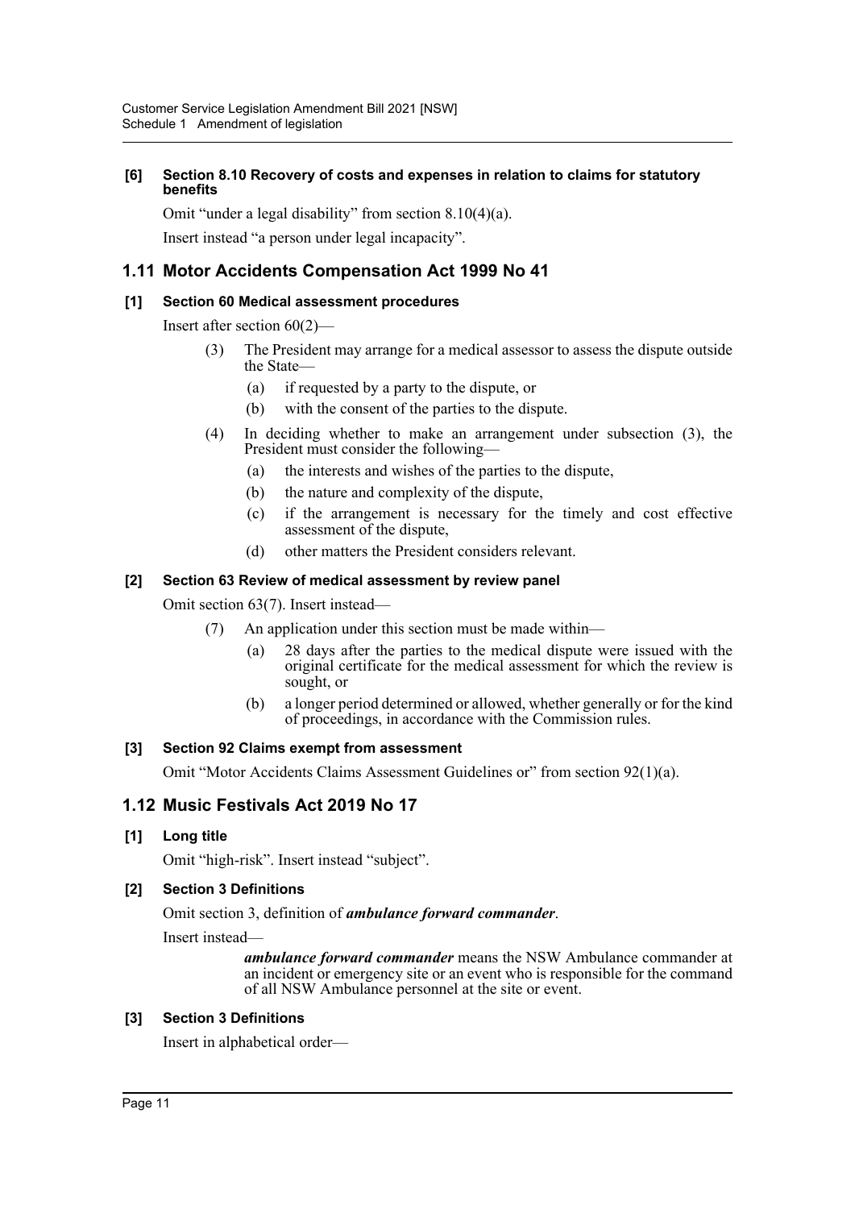#### [6] Section 8.10 Recovery of costs and expenses in relation to claims for statutory benefits

Omit "under a legal disability" from section 8.10(4)(a).

Insert instead "a person under legal incapacity".

## 1.11 Motor Accidents Compensation Act 1999 No 41

#### [1] Section 60 Medical assessment procedures

Insert after section 60(2)—

> (3) The President may arrange for a medical assessor to assess the dispute outside the State—
>
> (a) if requested by a party to the dispute, or
>
> (b) with the consent of the parties to the dispute.
>
> (4) In deciding whether to make an arrangement under subsection (3), the President must consider the following—
>
> (a) the interests and wishes of the parties to the dispute,
>
> (b) the nature and complexity of the dispute,
>
> (c) if the arrangement is necessary for the timely and cost effective assessment of the dispute,
>
> (d) other matters the President considers relevant.

#### [2] Section 63 Review of medical assessment by review panel

Omit section 63(7). Insert instead—

> (7) An application under this section must be made within—
>
> (a) 28 days after the parties to the medical dispute were issued with the original certificate for the medical assessment for which the review is sought, or
>
> (b) a longer period determined or allowed, whether generally or for the kind of proceedings, in accordance with the Commission rules.

#### [3] Section 92 Claims exempt from assessment

Omit "Motor Accidents Claims Assessment Guidelines or" from section 92(1)(a).

## 1.12 Music Festivals Act 2019 No 17

#### [1] Long title

Omit "high-risk". Insert instead "subject".

#### [2] Section 3 Definitions

Omit section 3, definition of ***ambulance forward commander***.

Insert instead—

> ***ambulance forward commander*** means the NSW Ambulance commander at an incident or emergency site or an event who is responsible for the command of all NSW Ambulance personnel at the site or event.

#### [3] Section 3 Definitions

Insert in alphabetical order—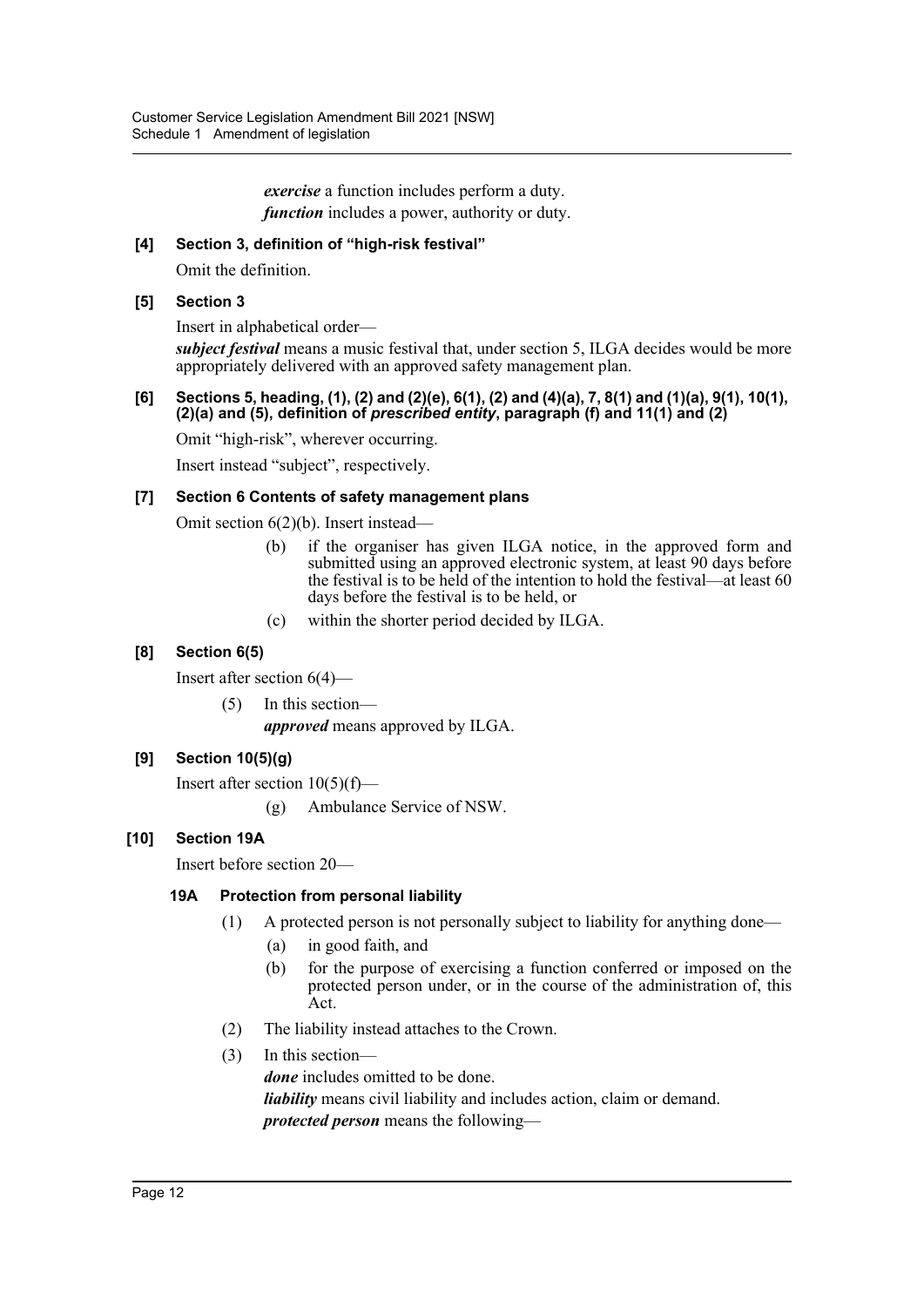***exercise*** a function includes perform a duty.

***function*** includes a power, authority or duty.

### [4] Section 3, definition of "high-risk festival"

Omit the definition.

### [5] Section 3

Insert in alphabetical order—

***subject festival*** means a music festival that, under section 5, ILGA decides would be more appropriately delivered with an approved safety management plan.

### [6] Sections 5, heading, (1), (2) and (2)(e), 6(1), (2) and (4)(a), 7, 8(1) and (1)(a), 9(1), 10(1), (2)(a) and (5), definition of *prescribed entity*, paragraph (f) and 11(1) and (2)

Omit "high-risk", wherever occurring.

Insert instead "subject", respectively.

### [7] Section 6 Contents of safety management plans

Omit section 6(2)(b). Insert instead—

> (b) if the organiser has given ILGA notice, in the approved form and submitted using an approved electronic system, at least 90 days before the festival is to be held of the intention to hold the festival—at least 60 days before the festival is to be held, or
>
> (c) within the shorter period decided by ILGA.

### [8] Section 6(5)

Insert after section 6(4)—

> (5) In this section—
>
> ***approved*** means approved by ILGA.

### [9] Section 10(5)(g)

Insert after section 10(5)(f)—

> (g) Ambulance Service of NSW.

### [10] Section 19A

Insert before section 20—

#### 19A Protection from personal liability

> (1) A protected person is not personally subject to liability for anything done—
>
> (a) in good faith, and
>
> (b) for the purpose of exercising a function conferred or imposed on the protected person under, or in the course of the administration of, this Act.
>
> (2) The liability instead attaches to the Crown.
>
> (3) In this section—
>
> ***done*** includes omitted to be done.
>
> ***liability*** means civil liability and includes action, claim or demand.
>
> ***protected person*** means the following—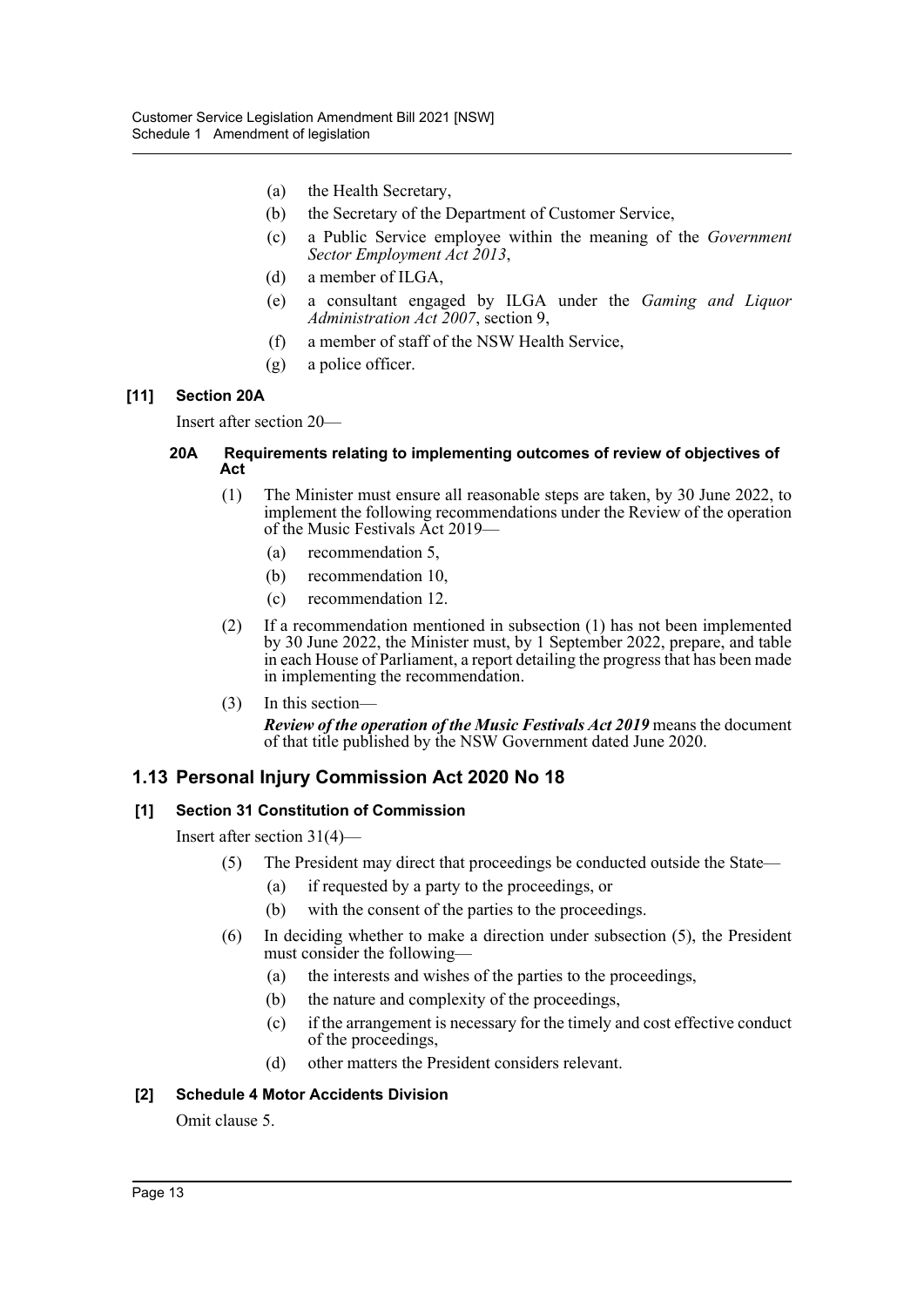(a) the Health Secretary,

(b) the Secretary of the Department of Customer Service,

(c) a Public Service employee within the meaning of the *Government Sector Employment Act 2013*,

(d) a member of ILGA,

(e) a consultant engaged by ILGA under the *Gaming and Liquor Administration Act 2007*, section 9,

(f) a member of staff of the NSW Health Service,

(g) a police officer.

**[11] Section 20A**

Insert after section 20—

**20A Requirements relating to implementing outcomes of review of objectives of Act**

(1) The Minister must ensure all reasonable steps are taken, by 30 June 2022, to implement the following recommendations under the Review of the operation of the Music Festivals Act 2019—

(a) recommendation 5,

(b) recommendation 10,

(c) recommendation 12.

(2) If a recommendation mentioned in subsection (1) has not been implemented by 30 June 2022, the Minister must, by 1 September 2022, prepare, and table in each House of Parliament, a report detailing the progress that has been made in implementing the recommendation.

(3) In this section—

***Review of the operation of the Music Festivals Act 2019*** means the document of that title published by the NSW Government dated June 2020.

## 1.13 Personal Injury Commission Act 2020 No 18

**[1] Section 31 Constitution of Commission**

Insert after section 31(4)—

(5) The President may direct that proceedings be conducted outside the State—

(a) if requested by a party to the proceedings, or

(b) with the consent of the parties to the proceedings.

(6) In deciding whether to make a direction under subsection (5), the President must consider the following—

(a) the interests and wishes of the parties to the proceedings,

(b) the nature and complexity of the proceedings,

(c) if the arrangement is necessary for the timely and cost effective conduct of the proceedings,

(d) other matters the President considers relevant.

**[2] Schedule 4 Motor Accidents Division**

Omit clause 5.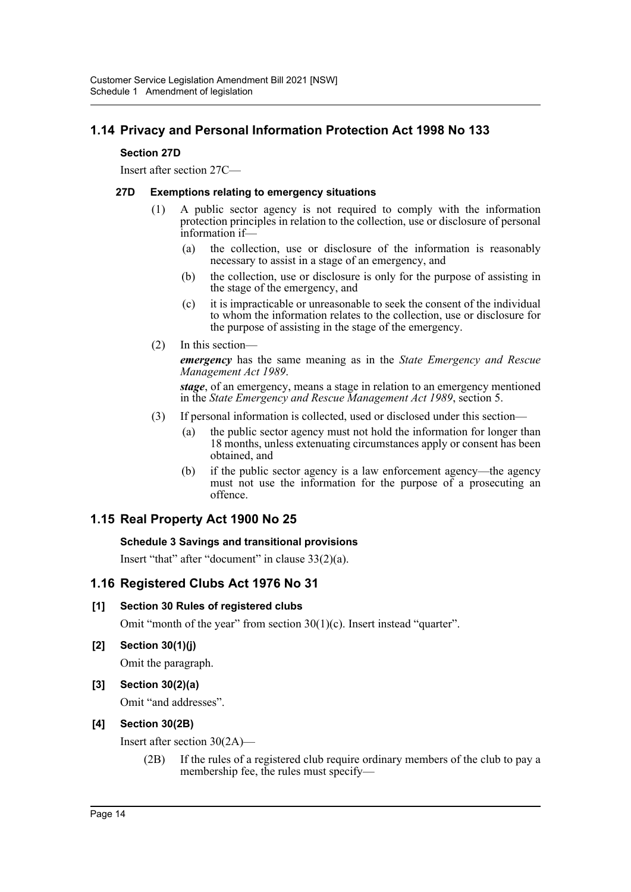## 1.14 Privacy and Personal Information Protection Act 1998 No 133

**Section 27D**

Insert after section 27C—

**27D Exemptions relating to emergency situations**

(1) A public sector agency is not required to comply with the information protection principles in relation to the collection, use or disclosure of personal information if—

(a) the collection, use or disclosure of the information is reasonably necessary to assist in a stage of an emergency, and

(b) the collection, use or disclosure is only for the purpose of assisting in the stage of the emergency, and

(c) it is impracticable or unreasonable to seek the consent of the individual to whom the information relates to the collection, use or disclosure for the purpose of assisting in the stage of the emergency.

(2) In this section—

***emergency*** has the same meaning as in the *State Emergency and Rescue Management Act 1989*.

***stage***, of an emergency, means a stage in relation to an emergency mentioned in the *State Emergency and Rescue Management Act 1989*, section 5.

(3) If personal information is collected, used or disclosed under this section—

(a) the public sector agency must not hold the information for longer than 18 months, unless extenuating circumstances apply or consent has been obtained, and

(b) if the public sector agency is a law enforcement agency—the agency must not use the information for the purpose of a prosecuting an offence.

## 1.15 Real Property Act 1900 No 25

**Schedule 3 Savings and transitional provisions**

Insert "that" after "document" in clause 33(2)(a).

## 1.16 Registered Clubs Act 1976 No 31

**[1] Section 30 Rules of registered clubs**

Omit "month of the year" from section 30(1)(c). Insert instead "quarter".

**[2] Section 30(1)(j)**

Omit the paragraph.

**[3] Section 30(2)(a)**

Omit "and addresses".

**[4] Section 30(2B)**

Insert after section 30(2A)—

(2B) If the rules of a registered club require ordinary members of the club to pay a membership fee, the rules must specify—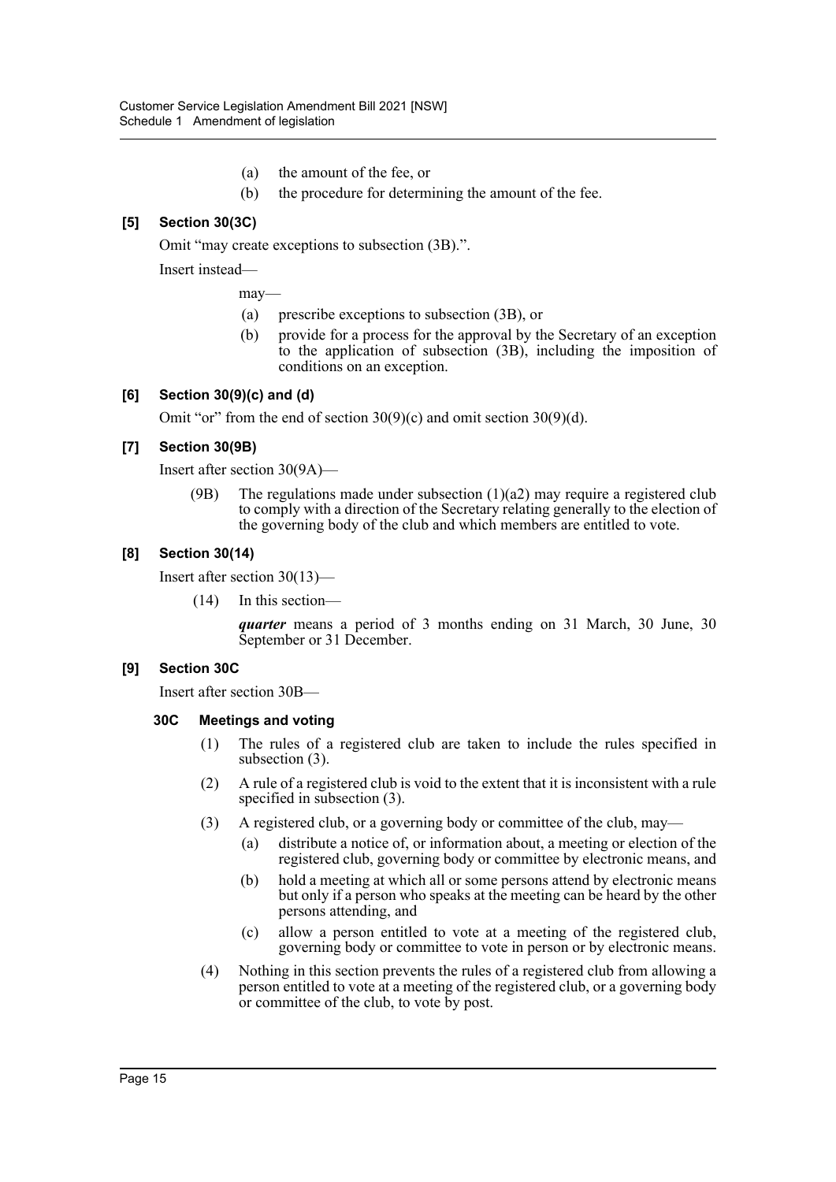(a) the amount of the fee, or

(b) the procedure for determining the amount of the fee.

### [5] Section 30(3C)

Omit "may create exceptions to subsection (3B).".

Insert instead—

may—

(a) prescribe exceptions to subsection (3B), or

(b) provide for a process for the approval by the Secretary of an exception to the application of subsection (3B), including the imposition of conditions on an exception.

### [6] Section 30(9)(c) and (d)

Omit "or" from the end of section 30(9)(c) and omit section 30(9)(d).

### [7] Section 30(9B)

Insert after section 30(9A)—

(9B) The regulations made under subsection (1)(a2) may require a registered club to comply with a direction of the Secretary relating generally to the election of the governing body of the club and which members are entitled to vote.

### [8] Section 30(14)

Insert after section 30(13)—

(14) In this section—

***quarter*** means a period of 3 months ending on 31 March, 30 June, 30 September or 31 December.

### [9] Section 30C

Insert after section 30B—

#### 30C Meetings and voting

(1) The rules of a registered club are taken to include the rules specified in subsection (3).

(2) A rule of a registered club is void to the extent that it is inconsistent with a rule specified in subsection (3).

(3) A registered club, or a governing body or committee of the club, may—

(a) distribute a notice of, or information about, a meeting or election of the registered club, governing body or committee by electronic means, and

(b) hold a meeting at which all or some persons attend by electronic means but only if a person who speaks at the meeting can be heard by the other persons attending, and

(c) allow a person entitled to vote at a meeting of the registered club, governing body or committee to vote in person or by electronic means.

(4) Nothing in this section prevents the rules of a registered club from allowing a person entitled to vote at a meeting of the registered club, or a governing body or committee of the club, to vote by post.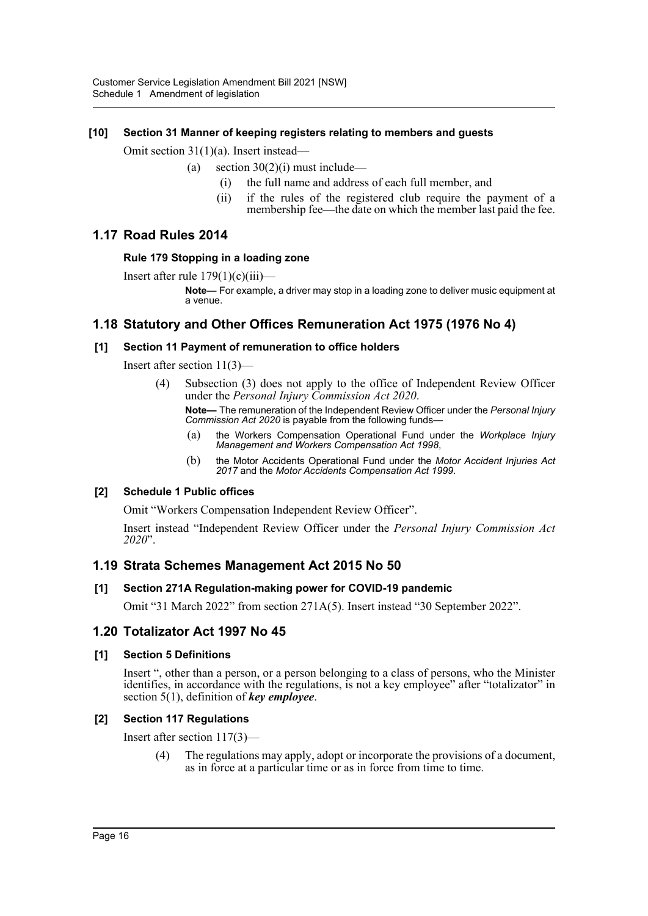#### [10] Section 31 Manner of keeping registers relating to members and guests

Omit section 31(1)(a). Insert instead—

> (a) section 30(2)(i) must include—
>
> > (i) the full name and address of each full member, and
> >
> > (ii) if the rules of the registered club require the payment of a membership fee—the date on which the member last paid the fee.

## 1.17 Road Rules 2014

#### Rule 179 Stopping in a loading zone

Insert after rule 179(1)(c)(iii)—

> **Note—** For example, a driver may stop in a loading zone to deliver music equipment at a venue.

## 1.18 Statutory and Other Offices Remuneration Act 1975 (1976 No 4)

#### [1] Section 11 Payment of remuneration to office holders

Insert after section 11(3)—

> (4) Subsection (3) does not apply to the office of Independent Review Officer under the *Personal Injury Commission Act 2020*.
>
> **Note—** The remuneration of the Independent Review Officer under the *Personal Injury Commission Act 2020* is payable from the following funds—
>
> (a) the Workers Compensation Operational Fund under the *Workplace Injury Management and Workers Compensation Act 1998*,
>
> (b) the Motor Accidents Operational Fund under the *Motor Accident Injuries Act 2017* and the *Motor Accidents Compensation Act 1999*.

#### [2] Schedule 1 Public offices

Omit "Workers Compensation Independent Review Officer".

Insert instead "Independent Review Officer under the *Personal Injury Commission Act 2020*".

## 1.19 Strata Schemes Management Act 2015 No 50

#### [1] Section 271A Regulation-making power for COVID-19 pandemic

Omit "31 March 2022" from section 271A(5). Insert instead "30 September 2022".

## 1.20 Totalizator Act 1997 No 45

#### [1] Section 5 Definitions

Insert ", other than a person, or a person belonging to a class of persons, who the Minister identifies, in accordance with the regulations, is not a key employee" after "totalizator" in section 5(1), definition of ***key employee***.

#### [2] Section 117 Regulations

Insert after section 117(3)—

> (4) The regulations may apply, adopt or incorporate the provisions of a document, as in force at a particular time or as in force from time to time.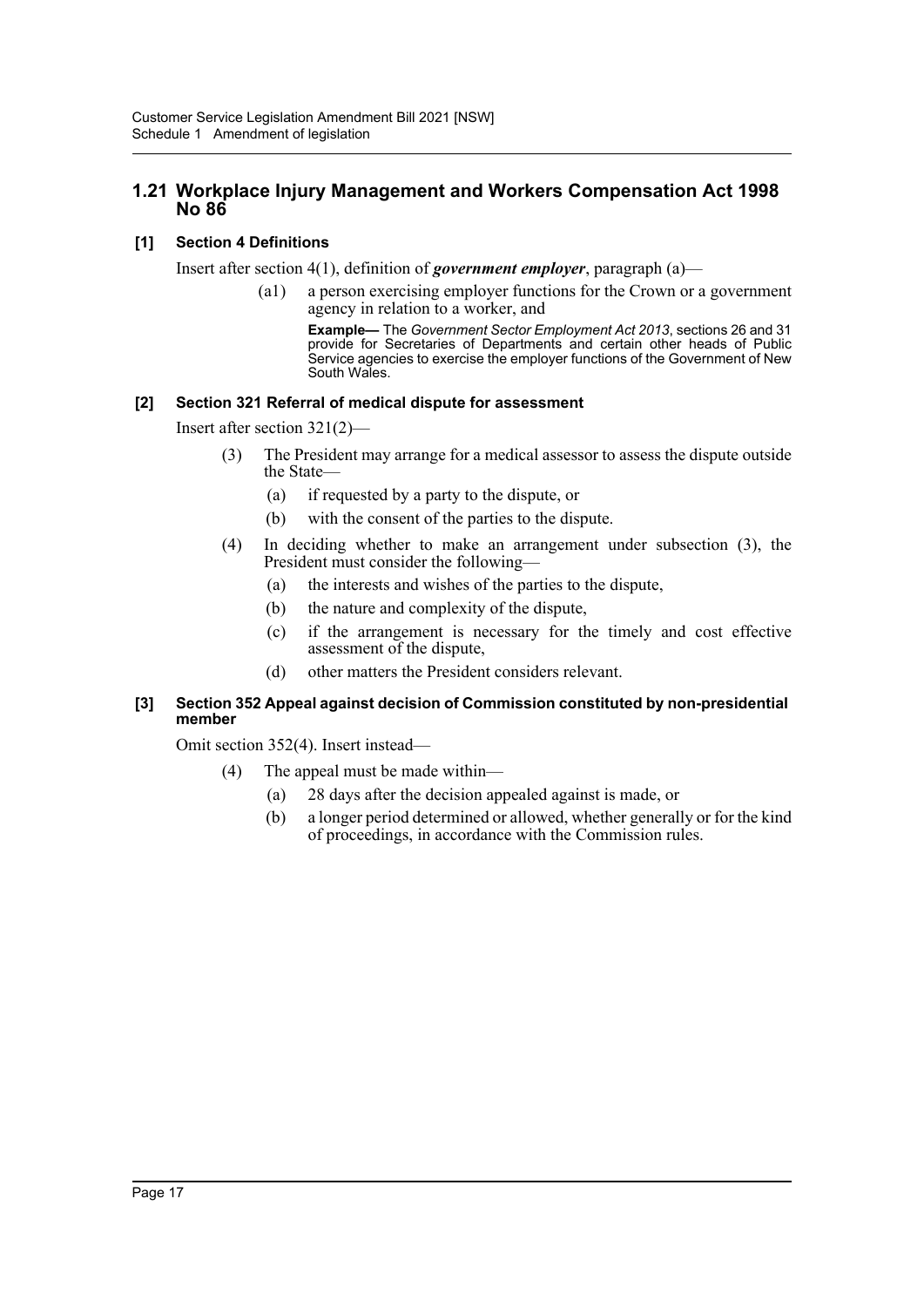## 1.21 Workplace Injury Management and Workers Compensation Act 1998 No 86

### [1] Section 4 Definitions

Insert after section 4(1), definition of ***government employer***, paragraph (a)—

> (a1) a person exercising employer functions for the Crown or a government agency in relation to a worker, and
>
> **Example—** The *Government Sector Employment Act 2013*, sections 26 and 31 provide for Secretaries of Departments and certain other heads of Public Service agencies to exercise the employer functions of the Government of New South Wales.

### [2] Section 321 Referral of medical dispute for assessment

Insert after section 321(2)—

> (3) The President may arrange for a medical assessor to assess the dispute outside the State—
>
> (a) if requested by a party to the dispute, or
>
> (b) with the consent of the parties to the dispute.
>
> (4) In deciding whether to make an arrangement under subsection (3), the President must consider the following—
>
> (a) the interests and wishes of the parties to the dispute,
>
> (b) the nature and complexity of the dispute,
>
> (c) if the arrangement is necessary for the timely and cost effective assessment of the dispute,
>
> (d) other matters the President considers relevant.

### [3] Section 352 Appeal against decision of Commission constituted by non-presidential member

Omit section 352(4). Insert instead—

> (4) The appeal must be made within—
>
> (a) 28 days after the decision appealed against is made, or
>
> (b) a longer period determined or allowed, whether generally or for the kind of proceedings, in accordance with the Commission rules.